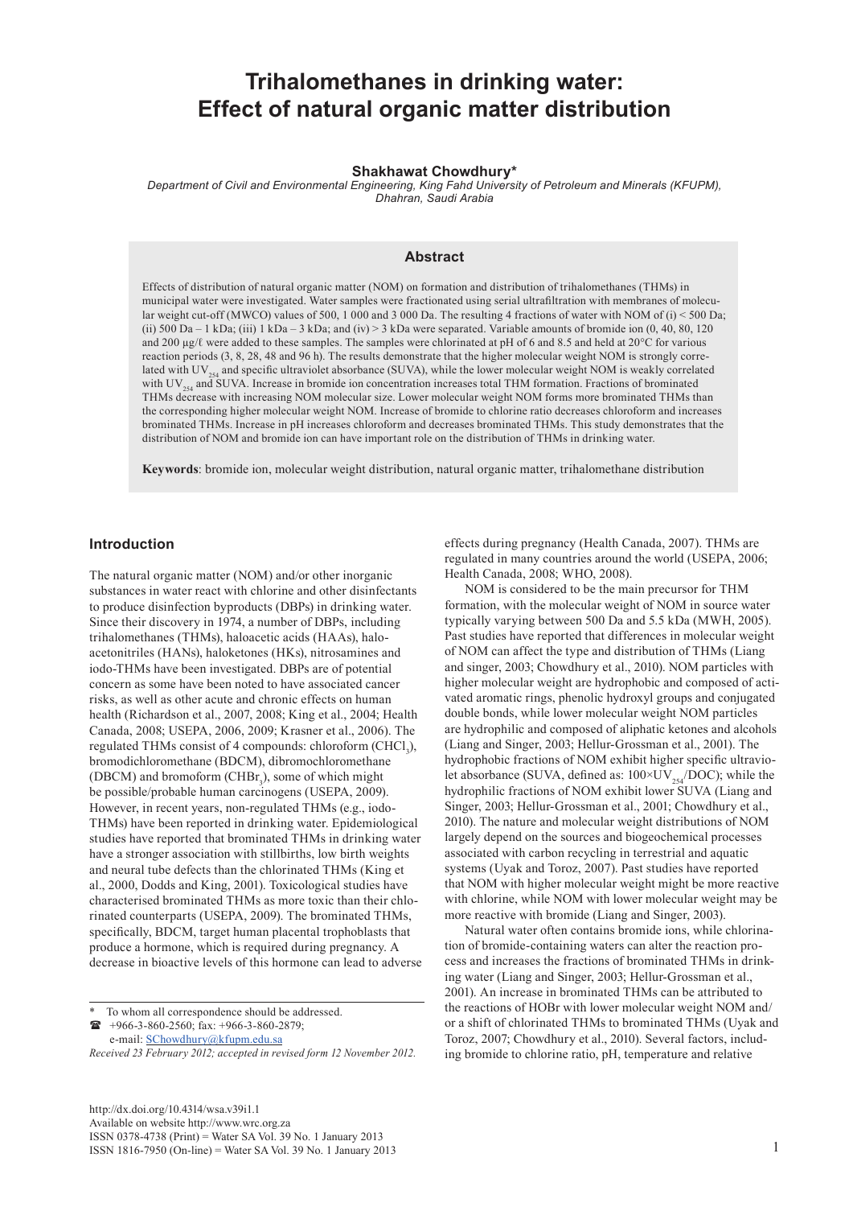# Trihalomethanes in drinking water: Effect of natural organic matter distribution

**Shakhawat Chowdhury***

*Department of Civil and Environmental Engineering, King Fahd University of Petroleum and Minerals (KFUPM), Dhahran, Saudi Arabia*

## Abstract

Effects of distribution of natural organic matter (NOM) on formation and distribution of trihalomethanes (THMs) in municipal water were investigated. Water samples were fractionated using serial ultrafiltration with membranes of molecular weight cut-off (MWCO) values of 500, 1 000 and 3 000 Da. The resulting 4 fractions of water with NOM of (i) < 500 Da; (ii) 500 Da – 1 kDa; (iii) 1 kDa – 3 kDa; and (iv) > 3 kDa were separated. Variable amounts of bromide ion (0, 40, 80, 120 and 200 µg/ℓ were added to these samples. The samples were chlorinated at pH of 6 and 8.5 and held at 20°C for various reaction periods (3, 8, 28, 48 and 96 h). The results demonstrate that the higher molecular weight NOM is strongly correlated with $UV_{254}$ and specific ultraviolet absorbance (SUVA), while the lower molecular weight NOM is weakly correlated with $UV_{254}$ and SUVA. Increase in bromide ion concentration increases total THM formation. Fractions of brominated THMs decrease with increasing NOM molecular size. Lower molecular weight NOM forms more brominated THMs than the corresponding higher molecular weight NOM. Increase of bromide to chlorine ratio decreases chloroform and increases brominated THMs. Increase in pH increases chloroform and decreases brominated THMs. This study demonstrates that the distribution of NOM and bromide ion can have important role on the distribution of THMs in drinking water.

**Keywords**: bromide ion, molecular weight distribution, natural organic matter, trihalomethane distribution

## Introduction

The natural organic matter (NOM) and/or other inorganic substances in water react with chlorine and other disinfectants to produce disinfection byproducts (DBPs) in drinking water. Since their discovery in 1974, a number of DBPs, including trihalomethanes (THMs), haloacetic acids (HAAs), haloacetonitriles (HANs), haloketones (HKs), nitrosamines and iodo-THMs have been investigated. DBPs are of potential concern as some have been noted to have associated cancer risks, as well as other acute and chronic effects on human health (Richardson et al., 2007, 2008; King et al., 2004; Health Canada, 2008; USEPA, 2006, 2009; Krasner et al., 2006). The regulated THMs consist of 4 compounds: chloroform ($CHCl_3$), bromodichloromethane (BDCM), dibromochloromethane (DBCM) and bromoform ($CHBr_3$), some of which might be possible/probable human carcinogens (USEPA, 2009). However, in recent years, non-regulated THMs (e.g., iodo-THMs) have been reported in drinking water. Epidemiological studies have reported that brominated THMs in drinking water have a stronger association with stillbirths, low birth weights and neural tube defects than the chlorinated THMs (King et al., 2000, Dodds and King, 2001). Toxicological studies have characterised brominated THMs as more toxic than their chlorinated counterparts (USEPA, 2009). The brominated THMs, specifically, BDCM, target human placental trophoblasts that produce a hormone, which is required during pregnancy. A decrease in bioactive levels of this hormone can lead to adverse effects during pregnancy (Health Canada, 2007). THMs are regulated in many countries around the world (USEPA, 2006; Health Canada, 2008; WHO, 2008).

NOM is considered to be the main precursor for THM formation, with the molecular weight of NOM in source water typically varying between 500 Da and 5.5 kDa (MWH, 2005). Past studies have reported that differences in molecular weight of NOM can affect the type and distribution of THMs (Liang and singer, 2003; Chowdhury et al., 2010). NOM particles with higher molecular weight are hydrophobic and composed of activated aromatic rings, phenolic hydroxyl groups and conjugated double bonds, while lower molecular weight NOM particles are hydrophilic and composed of aliphatic ketones and alcohols (Liang and Singer, 2003; Hellur-Grossman et al., 2001). The hydrophobic fractions of NOM exhibit higher specific ultraviolet absorbance (SUVA, defined as: $100{\times}UV_{254}/DOC$); while the hydrophilic fractions of NOM exhibit lower SUVA (Liang and Singer, 2003; Hellur-Grossman et al., 2001; Chowdhury et al., 2010). The nature and molecular weight distributions of NOM largely depend on the sources and biogeochemical processes associated with carbon recycling in terrestrial and aquatic systems (Uyak and Toroz, 2007). Past studies have reported that NOM with higher molecular weight might be more reactive with chlorine, while NOM with lower molecular weight may be more reactive with bromide (Liang and Singer, 2003).

Natural water often contains bromide ions, while chlorination of bromide-containing waters can alter the reaction process and increases the fractions of brominated THMs in drinking water (Liang and Singer, 2003; Hellur-Grossman et al., 2001). An increase in brominated THMs can be attributed to the reactions of HOBr with lower molecular weight NOM and/or a shift of chlorinated THMs to brominated THMs (Uyak and Toroz, 2007; Chowdhury et al., 2010). Several factors, including bromide to chlorine ratio, pH, temperature and relative

---

\* To whom all correspondence should be addressed.
☎ +966-3-860-2560; fax: +966-3-860-2879;
e-mail: SChowdhury@kfupm.edu.sa

*Received 23 February 2012; accepted in revised form 12 November 2012.*

http://dx.doi.org/10.4314/wsa.v39i1.1
Available on website http://www.wrc.org.za
ISSN 0378-4738 (Print) = Water SA Vol. 39 No. 1 January 2013
ISSN 1816-7950 (On-line) = Water SA Vol. 39 No. 1 January 2013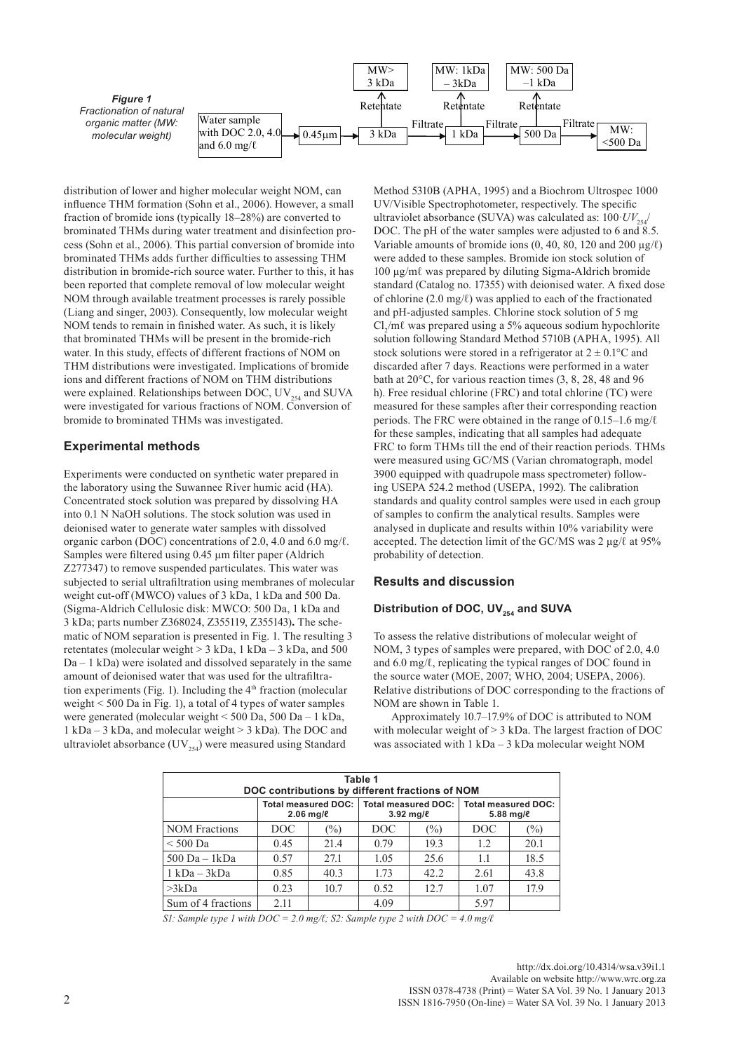*Figure 1*
*Fractionation of natural organic matter (MW: molecular weight)*

distribution of lower and higher molecular weight NOM, can influence THM formation (Sohn et al., 2006). However, a small fraction of bromide ions (typically 18–28%) are converted to brominated THMs during water treatment and disinfection process (Sohn et al., 2006). This partial conversion of bromide into brominated THMs adds further difficulties to assessing THM distribution in bromide-rich source water. Further to this, it has been reported that complete removal of low molecular weight NOM through available treatment processes is rarely possible (Liang and singer, 2003). Consequently, low molecular weight NOM tends to remain in finished water. As such, it is likely that brominated THMs will be present in the bromide-rich water. In this study, effects of different fractions of NOM on THM distributions were investigated. Implications of bromide ions and different fractions of NOM on THM distributions were explained. Relationships between DOC, $UV_{254}$ and SUVA were investigated for various fractions of NOM. Conversion of bromide to brominated THMs was investigated.

## Experimental methods

Experiments were conducted on synthetic water prepared in the laboratory using the Suwannee River humic acid (HA). Concentrated stock solution was prepared by dissolving HA into 0.1 N NaOH solutions. The stock solution was used in deionised water to generate water samples with dissolved organic carbon (DOC) concentrations of 2.0, 4.0 and 6.0 mg/ℓ. Samples were filtered using 0.45 µm filter paper (Aldrich Z277347) to remove suspended particulates. This water was subjected to serial ultrafiltration using membranes of molecular weight cut-off (MWCO) values of 3 kDa, 1 kDa and 500 Da. (Sigma-Aldrich Cellulosic disk: MWCO: 500 Da, 1 kDa and 3 kDa; parts number Z368024, Z355119, Z355143). The schematic of NOM separation is presented in Fig. 1. The resulting 3 retentates (molecular weight > 3 kDa, 1 kDa – 3 kDa, and 500 Da – 1 kDa) were isolated and dissolved separately in the same amount of deionised water that was used for the ultrafiltration experiments (Fig. 1). Including the 4th fraction (molecular weight < 500 Da in Fig. 1), a total of 4 types of water samples were generated (molecular weight < 500 Da, 500 Da – 1 kDa, 1 kDa – 3 kDa, and molecular weight > 3 kDa). The DOC and ultraviolet absorbance ($UV_{254}$) were measured using Standard Method 5310B (APHA, 1995) and a Biochrom Ultrospec 1000 UV/Visible Spectrophotometer, respectively. The specific ultraviolet absorbance (SUVA) was calculated as: $100 \cdot UV_{254}/DOC$. The pH of the water samples were adjusted to 6 and 8.5. Variable amounts of bromide ions (0, 40, 80, 120 and 200 µg/ℓ) were added to these samples. Bromide ion stock solution of 100 µg/mℓ was prepared by diluting Sigma-Aldrich bromide standard (Catalog no. 17355) with deionised water. A fixed dose of chlorine (2.0 mg/ℓ) was applied to each of the fractionated and pH-adjusted samples. Chlorine stock solution of 5 mg $Cl_2$/mℓ was prepared using a 5% aqueous sodium hypochlorite solution following Standard Method 5710B (APHA, 1995). All stock solutions were stored in a refrigerator at 2 ± 0.1°C and discarded after 7 days. Reactions were performed in a water bath at 20°C, for various reaction times (3, 8, 28, 48 and 96 h). Free residual chlorine (FRC) and total chlorine (TC) were measured for these samples after their corresponding reaction periods. The FRC were obtained in the range of 0.15–1.6 mg/ℓ for these samples, indicating that all samples had adequate FRC to form THMs till the end of their reaction periods. THMs were measured using GC/MS (Varian chromatograph, model 3900 equipped with quadrupole mass spectrometer) following USEPA 524.2 method (USEPA, 1992). The calibration standards and quality control samples were used in each group of samples to confirm the analytical results. Samples were analysed in duplicate and results within 10% variability were accepted. The detection limit of the GC/MS was 2 µg/ℓ at 95% probability of detection.

## Results and discussion

### Distribution of DOC, $UV_{254}$ and SUVA

To assess the relative distributions of molecular weight of NOM, 3 types of samples were prepared, with DOC of 2.0, 4.0 and 6.0 mg/ℓ, replicating the typical ranges of DOC found in the source water (MOE, 2007; WHO, 2004; USEPA, 2006). Relative distributions of DOC corresponding to the fractions of NOM are shown in Table 1.

Approximately 10.7–17.9% of DOC is attributed to NOM with molecular weight of > 3 kDa. The largest fraction of DOC was associated with 1 kDa – 3 kDa molecular weight NOM

**Table 1**
**DOC contributions by different fractions of NOM**

| | Total measured DOC: 2.06 mg/ℓ | | Total measured DOC: 3.92 mg/ℓ | | Total measured DOC: 5.88 mg/ℓ | |
|---|---|---|---|---|---|---|
| NOM Fractions | DOC | (%) | DOC | (%) | DOC | (%) |
| < 500 Da | 0.45 | 21.4 | 0.79 | 19.3 | 1.2 | 20.1 |
| 500 Da – 1kDa | 0.57 | 27.1 | 1.05 | 25.6 | 1.1 | 18.5 |
| 1 kDa – 3kDa | 0.85 | 40.3 | 1.73 | 42.2 | 2.61 | 43.8 |
| >3kDa | 0.23 | 10.7 | 0.52 | 12.7 | 1.07 | 17.9 |
| Sum of 4 fractions | 2.11 | | 4.09 | | 5.97 | |

*S1: Sample type 1 with DOC = 2.0 mg/ℓ; S2: Sample type 2 with DOC = 4.0 mg/ℓ*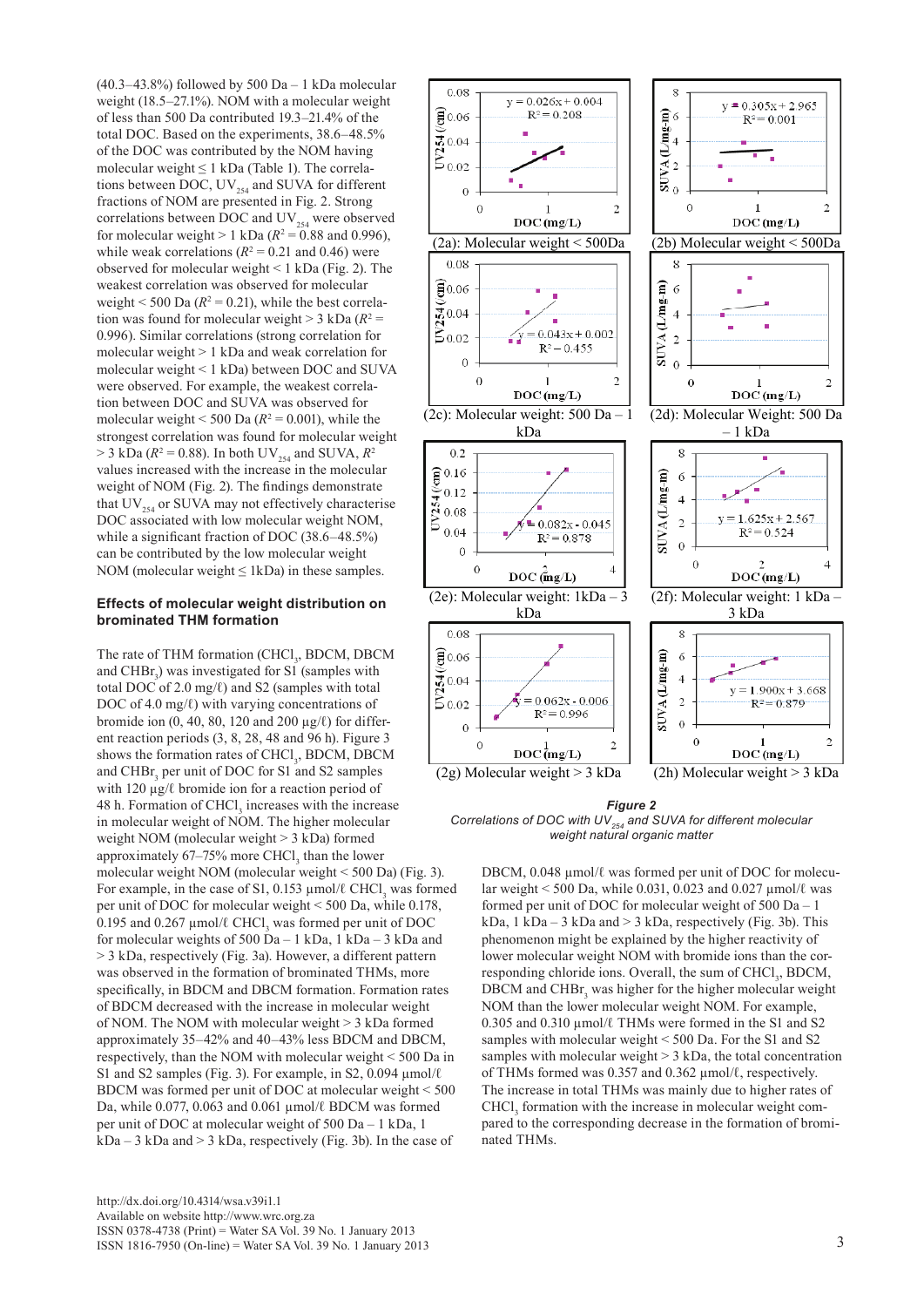(40.3–43.8%) followed by 500 Da – 1 kDa molecular weight (18.5–27.1%). NOM with a molecular weight of less than 500 Da contributed 19.3–21.4% of the total DOC. Based on the experiments, 38.6–48.5% of the DOC was contributed by the NOM having molecular weight ≤ 1 kDa (Table 1). The correlations between DOC, $UV_{254}$ and SUVA for different fractions of NOM are presented in Fig. 2. Strong correlations between DOC and $UV_{254}$ were observed for molecular weight > 1 kDa ($R^2 = 0.88$ and 0.996), while weak correlations ($R^2 = 0.21$ and 0.46) were observed for molecular weight < 1 kDa (Fig. 2). The weakest correlation was observed for molecular weight < 500 Da ($R^2 = 0.21$), while the best correlation was found for molecular weight > 3 kDa ($R^2 = 0.996$). Similar correlations (strong correlation for molecular weight > 1 kDa and weak correlation for molecular weight < 1 kDa) between DOC and SUVA were observed. For example, the weakest correlation between DOC and SUVA was observed for molecular weight < 500 Da ($R^2 = 0.001$), while the strongest correlation was found for molecular weight > 3 kDa ($R^2 = 0.88$). In both $UV_{254}$ and SUVA, $R^2$ values increased with the increase in the molecular weight of NOM (Fig. 2). The findings demonstrate that $UV_{254}$ or SUVA may not effectively characterise DOC associated with low molecular weight NOM, while a significant fraction of DOC (38.6–48.5%) can be contributed by the low molecular weight NOM (molecular weight ≤ 1kDa) in these samples.

Figure 2
*Correlations of DOC with $UV_{254}$ and SUVA for different molecular weight natural organic matter*

(2a): Molecular weight < 500Da; (2b) Molecular weight < 500Da; (2c): Molecular weight: 500 Da – 1 kDa; (2d): Molecular Weight: 500 Da – 1 kDa; (2e): Molecular weight: 1kDa – 3 kDa; (2f): Molecular weight: 1 kDa – 3 kDa; (2g) Molecular weight > 3 kDa; (2h) Molecular weight > 3 kDa

### Effects of molecular weight distribution on brominated THM formation

The rate of THM formation ($CHCl_3$, BDCM, DBCM and $CHBr_3$) was investigated for S1 (samples with total DOC of 2.0 mg/ℓ) and S2 (samples with total DOC of 4.0 mg/ℓ) with varying concentrations of bromide ion (0, 40, 80, 120 and 200 µg/ℓ) for different reaction periods (3, 8, 28, 48 and 96 h). Figure 3 shows the formation rates of $CHCl_3$, BDCM, DBCM and $CHBr_3$ per unit of DOC for S1 and S2 samples with 120 µg/ℓ bromide ion for a reaction period of 48 h. Formation of $CHCl_3$ increases with the increase in molecular weight of NOM. The higher molecular weight NOM (molecular weight > 3 kDa) formed approximately 67–75% more $CHCl_3$ than the lower molecular weight NOM (molecular weight < 500 Da) (Fig. 3). For example, in the case of S1, 0.153 µmol/ℓ $CHCl_3$ was formed per unit of DOC for molecular weight < 500 Da, while 0.178, 0.195 and 0.267 µmol/ℓ $CHCl_3$ was formed per unit of DOC for molecular weights of 500 Da – 1 kDa, 1 kDa – 3 kDa and > 3 kDa, respectively (Fig. 3a). However, a different pattern was observed in the formation of brominated THMs, more specifically, in BDCM and DBCM formation. Formation rates of BDCM decreased with the increase in molecular weight of NOM. The NOM with molecular weight > 3 kDa formed approximately 35–42% and 40–43% less BDCM and DBCM, respectively, than the NOM with molecular weight < 500 Da in S1 and S2 samples (Fig. 3). For example, in S2, 0.094 µmol/ℓ BDCM was formed per unit of DOC at molecular weight < 500 Da, while 0.077, 0.063 and 0.061 µmol/ℓ BDCM was formed per unit of DOC at molecular weight of 500 Da – 1 kDa, 1 kDa – 3 kDa and > 3 kDa, respectively (Fig. 3b). In the case of DBCM, 0.048 µmol/ℓ was formed per unit of DOC for molecular weight < 500 Da, while 0.031, 0.023 and 0.027 µmol/ℓ was formed per unit of DOC for molecular weight of 500 Da – 1 kDa, 1 kDa – 3 kDa and > 3 kDa, respectively (Fig. 3b). This phenomenon might be explained by the higher reactivity of lower molecular weight NOM with bromide ions than the corresponding chloride ions. Overall, the sum of $CHCl_3$, BDCM, DBCM and $CHBr_3$ was higher for the higher molecular weight NOM than the lower molecular weight NOM. For example, 0.305 and 0.310 µmol/ℓ THMs were formed in the S1 and S2 samples with molecular weight < 500 Da. For the S1 and S2 samples with molecular weight > 3 kDa, the total concentration of THMs formed was 0.357 and 0.362 µmol/ℓ, respectively. The increase in total THMs was mainly due to higher rates of $CHCl_3$ formation with the increase in molecular weight compared to the corresponding decrease in the formation of brominated THMs.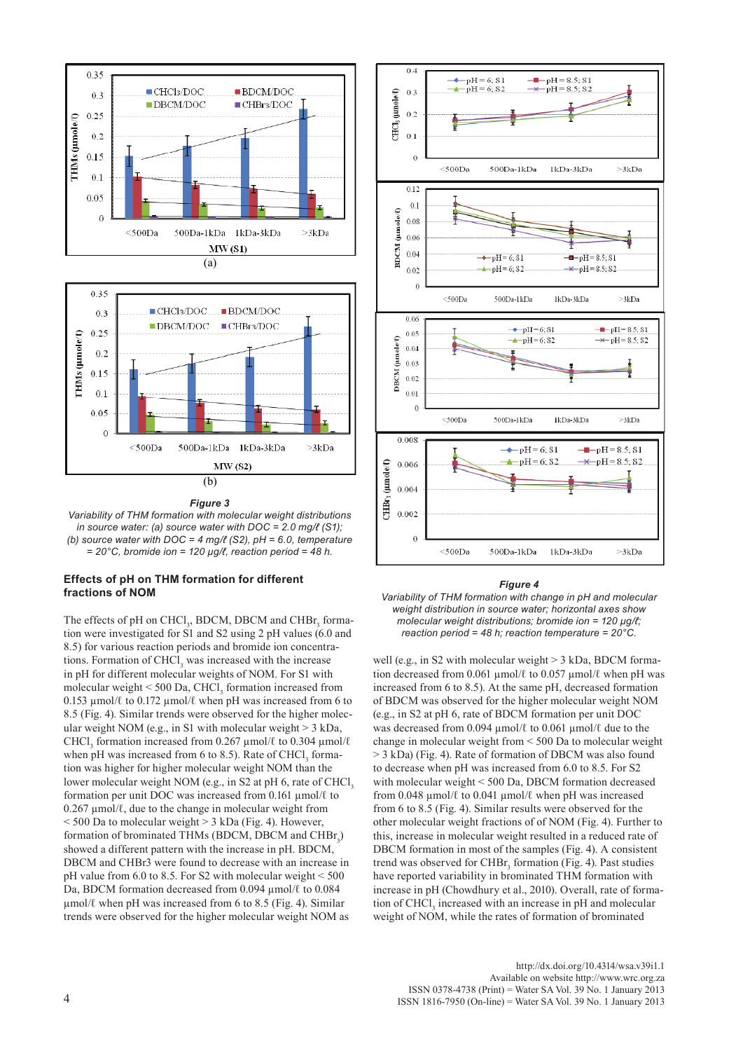**Figure 3**

*Variability of THM formation with molecular weight distributions in source water: (a) source water with DOC = 2.0 mg/ℓ (S1); (b) source water with DOC = 4 mg/ℓ (S2), pH = 6.0, temperature = 20°C, bromide ion = 120 µg/ℓ, reaction period = 48 h.*

**Figure 4**

*Variability of THM formation with change in pH and molecular weight distribution in source water; horizontal axes show molecular weight distributions; bromide ion = 120 µg/ℓ; reaction period = 48 h; reaction temperature = 20°C.*

### Effects of pH on THM formation for different fractions of NOM

The effects of pH on $CHCl_3$, BDCM, DBCM and $CHBr_3$ formation were investigated for S1 and S2 using 2 pH values (6.0 and 8.5) for various reaction periods and bromide ion concentrations. Formation of $CHCl_3$ was increased with the increase in pH for different molecular weights of NOM. For S1 with molecular weight < 500 Da, $CHCl_3$ formation increased from 0.153 µmol/ℓ to 0.172 µmol/ℓ when pH was increased from 6 to 8.5 (Fig. 4). Similar trends were observed for the higher molecular weight NOM (e.g., in S1 with molecular weight > 3 kDa, $CHCl_3$ formation increased from 0.267 µmol/ℓ to 0.304 µmol/ℓ when pH was increased from 6 to 8.5). Rate of $CHCl_3$ formation was higher for higher molecular weight NOM than the lower molecular weight NOM (e.g., in S2 at pH 6, rate of $CHCl_3$ formation per unit DOC was increased from 0.161 µmol/ℓ to 0.267 µmol/ℓ, due to the change in molecular weight from < 500 Da to molecular weight > 3 kDa (Fig. 4). However, formation of brominated THMs (BDCM, DBCM and $CHBr_3$) showed a different pattern with the increase in pH. BDCM, DBCM and CHBr3 were found to decrease with an increase in pH value from 6.0 to 8.5. For S2 with molecular weight < 500 Da, BDCM formation decreased from 0.094 µmol/ℓ to 0.084 µmol/ℓ when pH was increased from 6 to 8.5 (Fig. 4). Similar trends were observed for the higher molecular weight NOM as well (e.g., in S2 with molecular weight > 3 kDa, BDCM formation decreased from 0.061 µmol/ℓ to 0.057 µmol/ℓ when pH was increased from 6 to 8.5). At the same pH, decreased formation of BDCM was observed for the higher molecular weight NOM (e.g., in S2 at pH 6, rate of BDCM formation per unit DOC was decreased from 0.094 µmol/ℓ to 0.061 µmol/ℓ due to the change in molecular weight from < 500 Da to molecular weight > 3 kDa) (Fig. 4). Rate of formation of DBCM was also found to decrease when pH was increased from 6.0 to 8.5. For S2 with molecular weight < 500 Da, DBCM formation decreased from 0.048 µmol/ℓ to 0.041 µmol/ℓ when pH was increased from 6 to 8.5 (Fig. 4). Similar results were observed for the other molecular weight fractions of of NOM (Fig. 4). Further to this, increase in molecular weight resulted in a reduced rate of DBCM formation in most of the samples (Fig. 4). A consistent trend was observed for $CHBr_3$ formation (Fig. 4). Past studies have reported variability in brominated THM formation with increase in pH (Chowdhury et al., 2010). Overall, rate of formation of $CHCl_3$ increased with an increase in pH and molecular weight of NOM, while the rates of formation of brominated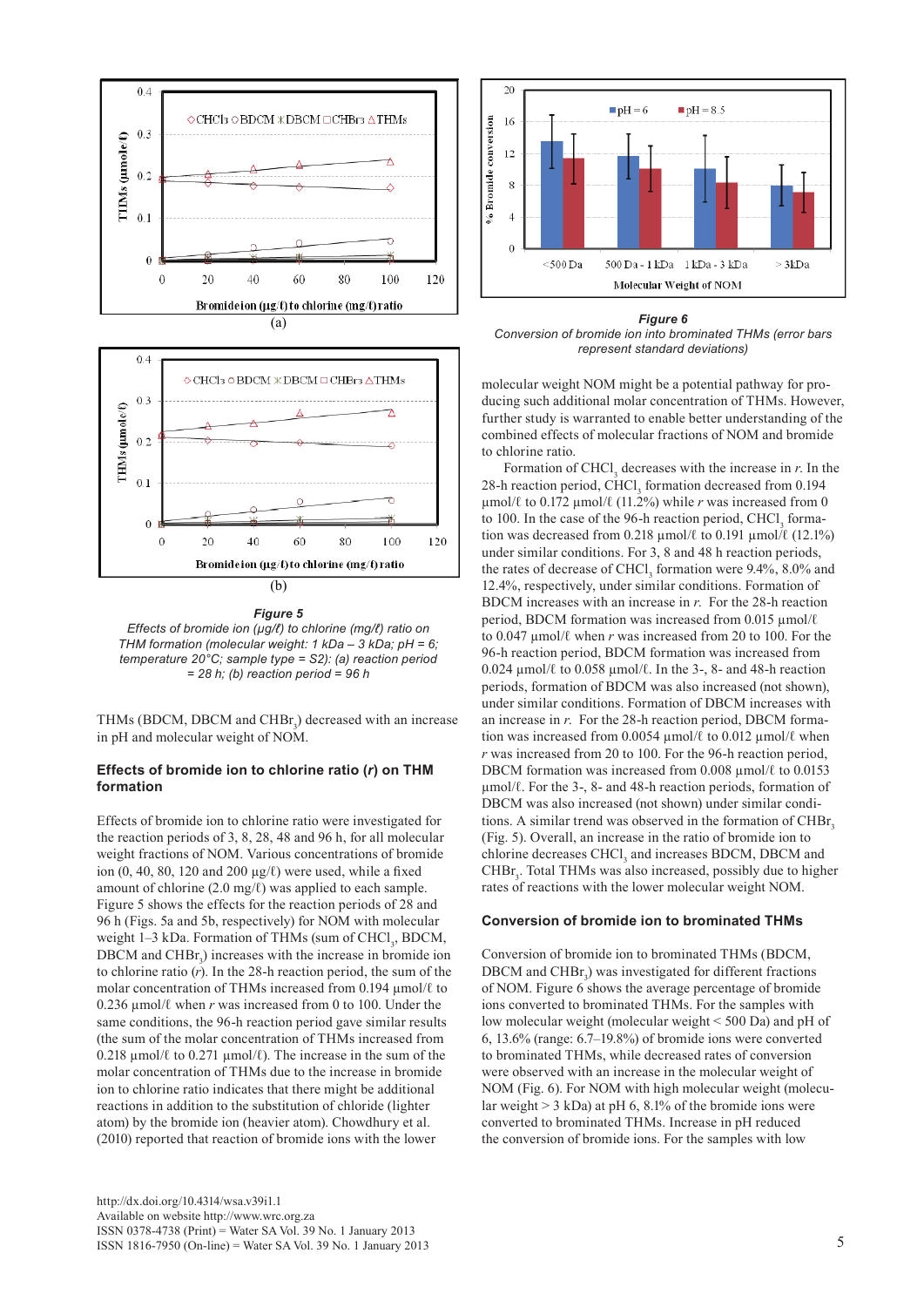**Figure 5**
*Effects of bromide ion (µg/ℓ) to chlorine (mg/ℓ) ratio on THM formation (molecular weight: 1 kDa – 3 kDa; pH = 6; temperature 20°C; sample type = S2): (a) reaction period = 28 h; (b) reaction period = 96 h*

THMs (BDCM, DBCM and $CHBr_3$) decreased with an increase in pH and molecular weight of NOM.

### Effects of bromide ion to chlorine ratio (*r*) on THM formation

Effects of bromide ion to chlorine ratio were investigated for the reaction periods of 3, 8, 28, 48 and 96 h, for all molecular weight fractions of NOM. Various concentrations of bromide ion (0, 40, 80, 120 and 200 µg/ℓ) were used, while a fixed amount of chlorine (2.0 mg/ℓ) was applied to each sample. Figure 5 shows the effects for the reaction periods of 28 and 96 h (Figs. 5a and 5b, respectively) for NOM with molecular weight 1–3 kDa. Formation of THMs (sum of $CHCl_3$, BDCM, DBCM and $CHBr_3$) increases with the increase in bromide ion to chlorine ratio (*r*). In the 28-h reaction period, the sum of the molar concentration of THMs increased from 0.194 µmol/ℓ to 0.236 µmol/ℓ when *r* was increased from 0 to 100. Under the same conditions, the 96-h reaction period gave similar results (the sum of the molar concentration of THMs increased from 0.218 µmol/ℓ to 0.271 µmol/ℓ). The increase in the sum of the molar concentration of THMs due to the increase in bromide ion to chlorine ratio indicates that there might be additional reactions in addition to the substitution of chloride (lighter atom) by the bromide ion (heavier atom). Chowdhury et al. (2010) reported that reaction of bromide ions with the lower molecular weight NOM might be a potential pathway for producing such additional molar concentration of THMs. However, further study is warranted to enable better understanding of the combined effects of molecular fractions of NOM and bromide to chlorine ratio.

Formation of $CHCl_3$ decreases with the increase in *r*. In the 28-h reaction period, $CHCl_3$ formation decreased from 0.194 µmol/ℓ to 0.172 µmol/ℓ (11.2%) while *r* was increased from 0 to 100. In the case of the 96-h reaction period, $CHCl_3$ formation was decreased from 0.218 µmol/ℓ to 0.191 µmol/ℓ (12.1%) under similar conditions. For 3, 8 and 48 h reaction periods, the rates of decrease of $CHCl_3$ formation were 9.4%, 8.0% and 12.4%, respectively, under similar conditions. Formation of BDCM increases with an increase in *r*. For the 28-h reaction period, BDCM formation was increased from 0.015 µmol/ℓ to 0.047 µmol/ℓ when *r* was increased from 20 to 100. For the 96-h reaction period, BDCM formation was increased from 0.024 µmol/ℓ to 0.058 µmol/ℓ. In the 3-, 8- and 48-h reaction periods, formation of BDCM was also increased (not shown), under similar conditions. Formation of DBCM increases with an increase in *r*. For the 28-h reaction period, DBCM formation was increased from 0.0054 µmol/ℓ to 0.012 µmol/ℓ when *r* was increased from 20 to 100. For the 96-h reaction period, DBCM formation was increased from 0.008 µmol/ℓ to 0.0153 µmol/ℓ. For the 3-, 8- and 48-h reaction periods, formation of DBCM was also increased (not shown) under similar conditions. A similar trend was observed in the formation of $CHBr_3$ (Fig. 5). Overall, an increase in the ratio of bromide ion to chlorine decreases $CHCl_3$ and increases BDCM, DBCM and $CHBr_3$. Total THMs was also increased, possibly due to higher rates of reactions with the lower molecular weight NOM.

**Figure 6**
*Conversion of bromide ion into brominated THMs (error bars represent standard deviations)*

### Conversion of bromide ion to brominated THMs

Conversion of bromide ion to brominated THMs (BDCM, DBCM and $CHBr_3$) was investigated for different fractions of NOM. Figure 6 shows the average percentage of bromide ions converted to brominated THMs. For the samples with low molecular weight (molecular weight < 500 Da) and pH of 6, 13.6% (range: 6.7–19.8%) of bromide ions were converted to brominated THMs, while decreased rates of conversion were observed with an increase in the molecular weight of NOM (Fig. 6). For NOM with high molecular weight (molecular weight > 3 kDa) at pH 6, 8.1% of the bromide ions were converted to brominated THMs. Increase in pH reduced the conversion of bromide ions. For the samples with low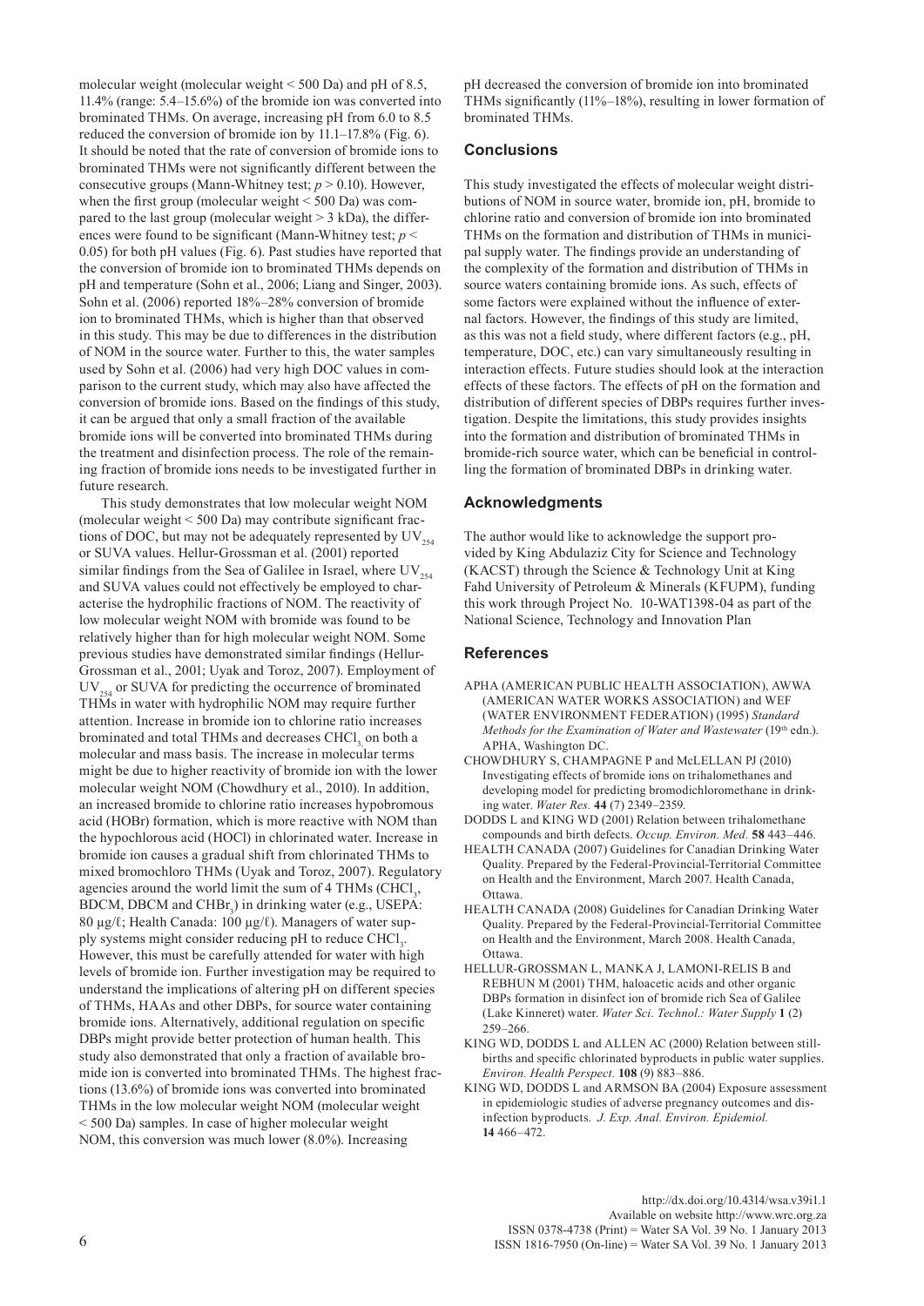molecular weight (molecular weight < 500 Da) and pH of 8.5, 11.4% (range: 5.4–15.6%) of the bromide ion was converted into brominated THMs. On average, increasing pH from 6.0 to 8.5 reduced the conversion of bromide ion by 11.1–17.8% (Fig. 6). It should be noted that the rate of conversion of bromide ions to brominated THMs were not significantly different between the consecutive groups (Mann-Whitney test; $p > 0.10$). However, when the first group (molecular weight < 500 Da) was compared to the last group (molecular weight > 3 kDa), the differences were found to be significant (Mann-Whitney test; $p < 0.05$) for both pH values (Fig. 6). Past studies have reported that the conversion of bromide ion to brominated THMs depends on pH and temperature (Sohn et al., 2006; Liang and Singer, 2003). Sohn et al. (2006) reported 18%–28% conversion of bromide ion to brominated THMs, which is higher than that observed in this study. This may be due to differences in the distribution of NOM in the source water. Further to this, the water samples used by Sohn et al. (2006) had very high DOC values in comparison to the current study, which may also have affected the conversion of bromide ions. Based on the findings of this study, it can be argued that only a small fraction of the available bromide ions will be converted into brominated THMs during the treatment and disinfection process. The role of the remaining fraction of bromide ions needs to be investigated further in future research.

This study demonstrates that low molecular weight NOM (molecular weight < 500 Da) may contribute significant fractions of DOC, but may not be adequately represented by $UV_{254}$ or SUVA values. Hellur-Grossman et al. (2001) reported similar findings from the Sea of Galilee in Israel, where $UV_{254}$ and SUVA values could not effectively be employed to characterise the hydrophilic fractions of NOM. The reactivity of low molecular weight NOM with bromide was found to be relatively higher than for high molecular weight NOM. Some previous studies have demonstrated similar findings (Hellur-Grossman et al., 2001; Uyak and Toroz, 2007). Employment of $UV_{254}$ or SUVA for predicting the occurrence of brominated THMs in water with hydrophilic NOM may require further attention. Increase in bromide ion to chlorine ratio increases brominated and total THMs and decreases $CHCl_3$ on both a molecular and mass basis. The increase in molecular terms might be due to higher reactivity of bromide ion with the lower molecular weight NOM (Chowdhury et al., 2010). In addition, an increased bromide to chlorine ratio increases hypobromous acid (HOBr) formation, which is more reactive with NOM than the hypochlorous acid (HOCl) in chlorinated water. Increase in bromide ion causes a gradual shift from chlorinated THMs to mixed bromochloro THMs (Uyak and Toroz, 2007). Regulatory agencies around the world limit the sum of 4 THMs ($CHCl_3$, BDCM, DBCM and $CHBr_3$) in drinking water (e.g., USEPA: 80 µg/ℓ; Health Canada: 100 µg/ℓ). Managers of water supply systems might consider reducing pH to reduce $CHCl_3$. However, this must be carefully attended for water with high levels of bromide ion. Further investigation may be required to understand the implications of altering pH on different species of THMs, HAAs and other DBPs, for source water containing bromide ions. Alternatively, additional regulation on specific DBPs might provide better protection of human health. This study also demonstrated that only a fraction of available bromide ion is converted into brominated THMs. The highest fractions (13.6%) of bromide ions was converted into brominated THMs in the low molecular weight NOM (molecular weight < 500 Da) samples. In case of higher molecular weight NOM, this conversion was much lower (8.0%). Increasing pH decreased the conversion of bromide ion into brominated THMs significantly (11%–18%), resulting in lower formation of brominated THMs.

## Conclusions

This study investigated the effects of molecular weight distributions of NOM in source water, bromide ion, pH, bromide to chlorine ratio and conversion of bromide ion into brominated THMs on the formation and distribution of THMs in municipal supply water. The findings provide an understanding of the complexity of the formation and distribution of THMs in source waters containing bromide ions. As such, effects of some factors were explained without the influence of external factors. However, the findings of this study are limited, as this was not a field study, where different factors (e.g., pH, temperature, DOC, etc.) can vary simultaneously resulting in interaction effects. Future studies should look at the interaction effects of these factors. The effects of pH on the formation and distribution of different species of DBPs requires further investigation. Despite the limitations, this study provides insights into the formation and distribution of brominated THMs in bromide-rich source water, which can be beneficial in controlling the formation of brominated DBPs in drinking water.

## Acknowledgments

The author would like to acknowledge the support provided by King Abdulaziz City for Science and Technology (KACST) through the Science & Technology Unit at King Fahd University of Petroleum & Minerals (KFUPM), funding this work through Project No. 10-WAT1398-04 as part of the National Science, Technology and Innovation Plan

## References

APHA (AMERICAN PUBLIC HEALTH ASSOCIATION), AWWA (AMERICAN WATER WORKS ASSOCIATION) and WEF (WATER ENVIRONMENT FEDERATION) (1995) *Standard Methods for the Examination of Water and Wastewater* (19th edn.). APHA, Washington DC.

CHOWDHURY S, CHAMPAGNE P and McLELLAN PJ (2010) Investigating effects of bromide ions on trihalomethanes and developing model for predicting bromodichloromethane in drinking water. *Water Res.* **44** (7) 2349–2359.

DODDS L and KING WD (2001) Relation between trihalomethane compounds and birth defects. *Occup. Environ. Med.* **58** 443–446.

HEALTH CANADA (2007) Guidelines for Canadian Drinking Water Quality. Prepared by the Federal-Provincial-Territorial Committee on Health and the Environment, March 2007. Health Canada, Ottawa.

HEALTH CANADA (2008) Guidelines for Canadian Drinking Water Quality. Prepared by the Federal-Provincial-Territorial Committee on Health and the Environment, March 2008. Health Canada, Ottawa.

HELLUR-GROSSMAN L, MANKA J, LAMONI-RELIS B and REBHUN M (2001) THM, haloacetic acids and other organic DBPs formation in disinfect ion of bromide rich Sea of Galilee (Lake Kinneret) water. *Water Sci. Technol.: Water Supply* **1** (2) 259–266.

KING WD, DODDS L and ALLEN AC (2000) Relation between stillbirths and specific chlorinated byproducts in public water supplies. *Environ. Health Perspect.* **108** (9) 883–886.

KING WD, DODDS L and ARMSON BA (2004) Exposure assessment in epidemiologic studies of adverse pregnancy outcomes and disinfection byproducts. *J. Exp. Anal. Environ. Epidemiol.* **14** 466–472.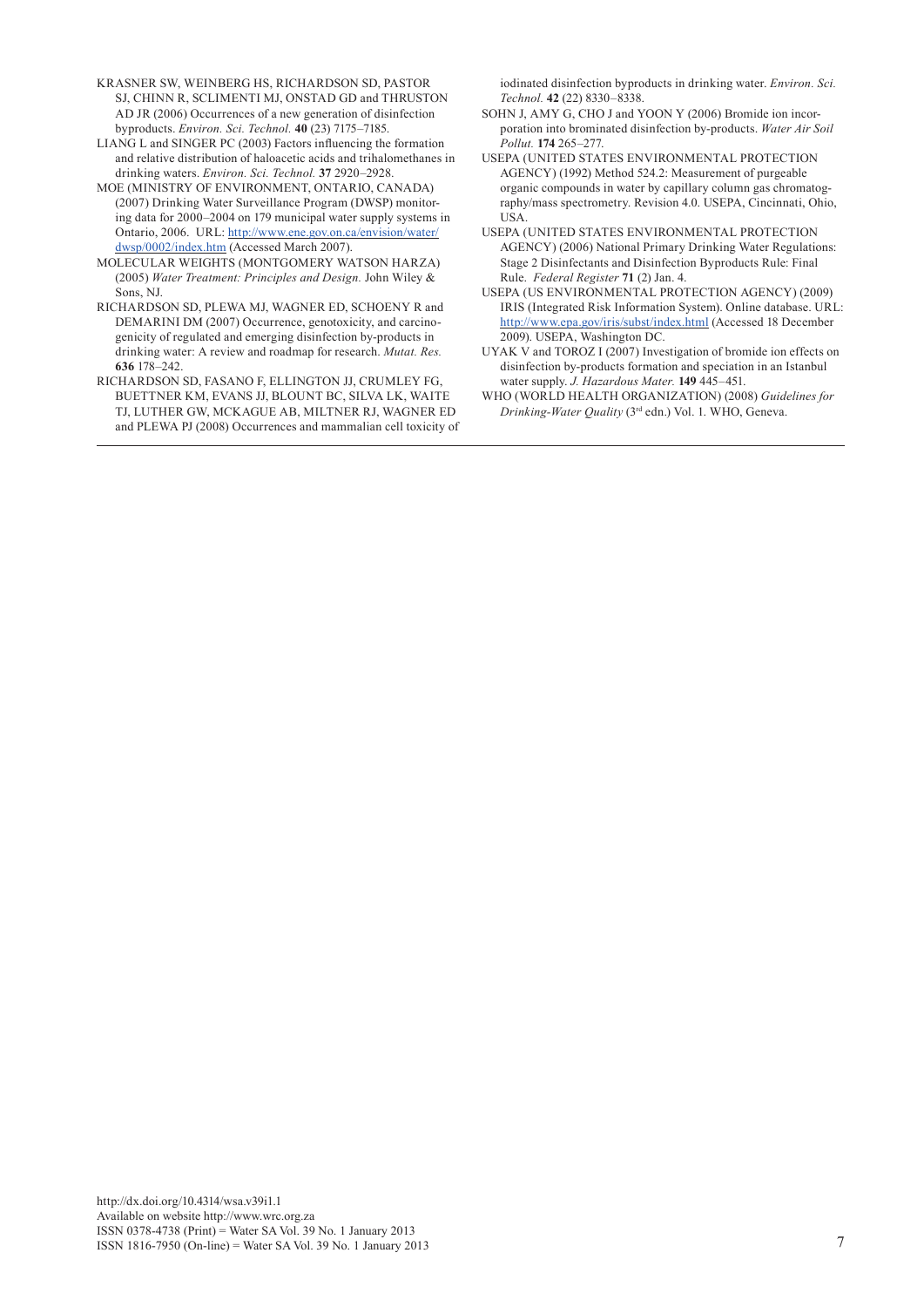KRASNER SW, WEINBERG HS, RICHARDSON SD, PASTOR SJ, CHINN R, SCLIMENTI MJ, ONSTAD GD and THRUSTON AD JR (2006) Occurrences of a new generation of disinfection byproducts. *Environ. Sci. Technol.* **40** (23) 7175–7185.

LIANG L and SINGER PC (2003) Factors influencing the formation and relative distribution of haloacetic acids and trihalomethanes in drinking waters. *Environ. Sci. Technol.* **37** 2920–2928.

MOE (MINISTRY OF ENVIRONMENT, ONTARIO, CANADA) (2007) Drinking Water Surveillance Program (DWSP) monitoring data for 2000–2004 on 179 municipal water supply systems in Ontario, 2006. URL: http://www.ene.gov.on.ca/envision/water/dwsp/0002/index.htm (Accessed March 2007).

MOLECULAR WEIGHTS (MONTGOMERY WATSON HARZA) (2005) *Water Treatment: Principles and Design.* John Wiley & Sons, NJ.

RICHARDSON SD, PLEWA MJ, WAGNER ED, SCHOENY R and DEMARINI DM (2007) Occurrence, genotoxicity, and carcinogenicity of regulated and emerging disinfection by-products in drinking water: A review and roadmap for research. *Mutat. Res.* **636** 178–242.

RICHARDSON SD, FASANO F, ELLINGTON JJ, CRUMLEY FG, BUETTNER KM, EVANS JJ, BLOUNT BC, SILVA LK, WAITE TJ, LUTHER GW, MCKAGUE AB, MILTNER RJ, WAGNER ED and PLEWA PJ (2008) Occurrences and mammalian cell toxicity of iodinated disinfection byproducts in drinking water. *Environ. Sci. Technol.* **42** (22) 8330–8338.

SOHN J, AMY G, CHO J and YOON Y (2006) Bromide ion incorporation into brominated disinfection by-products. *Water Air Soil Pollut.* **174** 265–277.

USEPA (UNITED STATES ENVIRONMENTAL PROTECTION AGENCY) (1992) Method 524.2: Measurement of purgeable organic compounds in water by capillary column gas chromatography/mass spectrometry. Revision 4.0. USEPA, Cincinnati, Ohio, USA.

USEPA (UNITED STATES ENVIRONMENTAL PROTECTION AGENCY) (2006) National Primary Drinking Water Regulations: Stage 2 Disinfectants and Disinfection Byproducts Rule: Final Rule. *Federal Register* **71** (2) Jan. 4.

USEPA (US ENVIRONMENTAL PROTECTION AGENCY) (2009) IRIS (Integrated Risk Information System). Online database. URL: http://www.epa.gov/iris/subst/index.html (Accessed 18 December 2009). USEPA, Washington DC.

UYAK V and TOROZ I (2007) Investigation of bromide ion effects on disinfection by-products formation and speciation in an Istanbul water supply. *J. Hazardous Mater.* **149** 445–451.

WHO (WORLD HEALTH ORGANIZATION) (2008) *Guidelines for Drinking-Water Quality* (3rd edn.) Vol. 1. WHO, Geneva.